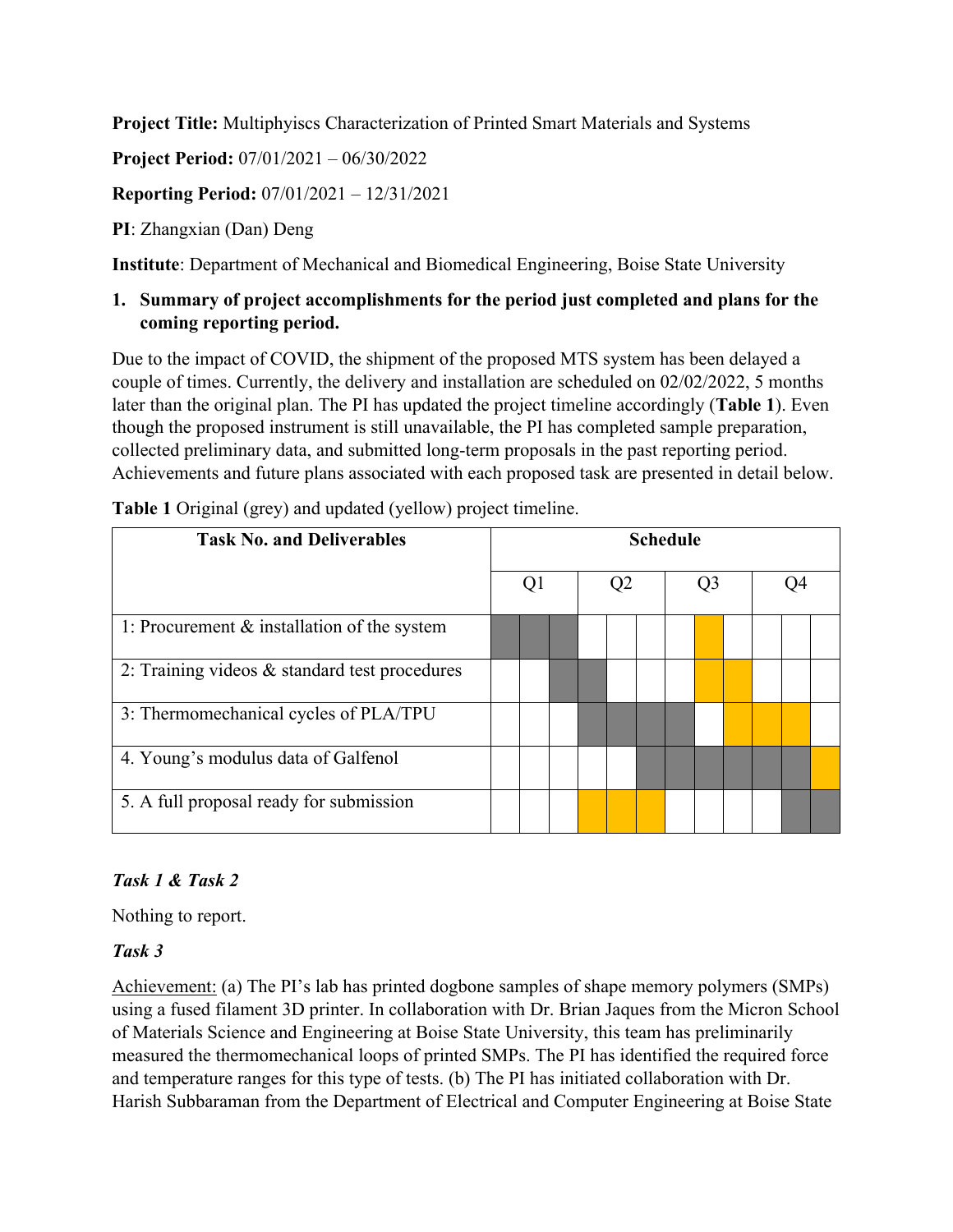**Project Title:** Multiphyiscs Characterization of Printed Smart Materials and Systems

**Project Period:** 07/01/2021 – 06/30/2022

**Reporting Period:** 07/01/2021 – 12/31/2021

**PI**: Zhangxian (Dan) Deng

**Institute**: Department of Mechanical and Biomedical Engineering, Boise State University

**1. Summary of project accomplishments for the period just completed and plans for the coming reporting period.**

Due to the impact of COVID, the shipment of the proposed MTS system has been delayed a couple of times. Currently, the delivery and installation are scheduled on 02/02/2022, 5 months later than the original plan. The PI has updated the project timeline accordingly (**Table 1**). Even though the proposed instrument is still unavailable, the PI has completed sample preparation, collected preliminary data, and submitted long-term proposals in the past reporting period. Achievements and future plans associated with each proposed task are presented in detail below.

**Table 1** Original (grey) and updated (yellow) project timeline.

| Task No. and Deliverables | Schedule | | | | | | | | | | | |
|---|---|---|---|---|---|---|---|---|---|---|---|---|
| | Q1 | | | Q2 | | | Q3 | | | Q4 | | |
| 1: Procurement & installation of the system | grey | grey | grey | | | | | yellow | | | | |
| 2: Training videos & standard test procedures | | | grey | grey | | | | yellow | yellow | | | |
| 3: Thermomechanical cycles of PLA/TPU | | | | grey | grey | grey | grey | | yellow | yellow | yellow | |
| 4. Young's modulus data of Galfenol | | | | | | grey | grey | grey | grey | grey | grey | yellow |
| 5. A full proposal ready for submission | | | | yellow | yellow | yellow | | | | | grey | grey |

***Task 1 & Task 2***

Nothing to report.

***Task 3***

Achievement: (a) The PI's lab has printed dogbone samples of shape memory polymers (SMPs) using a fused filament 3D printer. In collaboration with Dr. Brian Jaques from the Micron School of Materials Science and Engineering at Boise State University, this team has preliminarily measured the thermomechanical loops of printed SMPs. The PI has identified the required force and temperature ranges for this type of tests. (b) The PI has initiated collaboration with Dr. Harish Subbaraman from the Department of Electrical and Computer Engineering at Boise State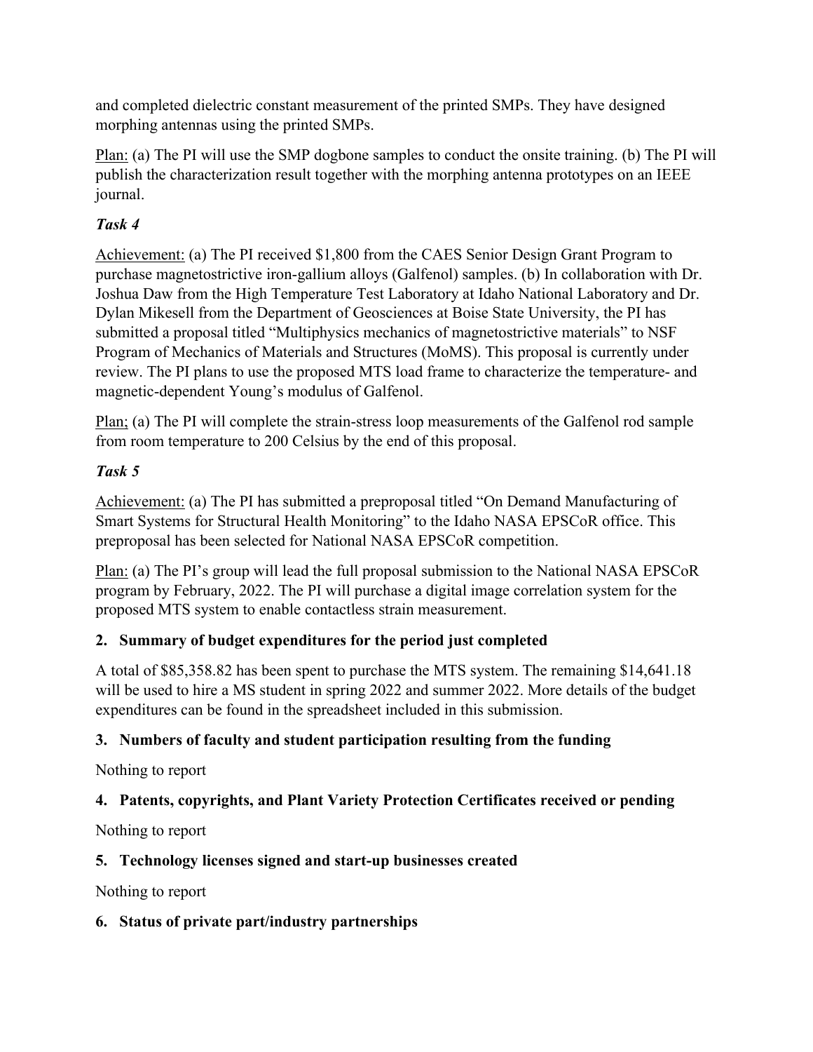and completed dielectric constant measurement of the printed SMPs. They have designed morphing antennas using the printed SMPs.

Plan: (a) The PI will use the SMP dogbone samples to conduct the onsite training. (b) The PI will publish the characterization result together with the morphing antenna prototypes on an IEEE journal.

### *Task 4*

Achievement: (a) The PI received $1,800 from the CAES Senior Design Grant Program to purchase magnetostrictive iron-gallium alloys (Galfenol) samples. (b) In collaboration with Dr. Joshua Daw from the High Temperature Test Laboratory at Idaho National Laboratory and Dr. Dylan Mikesell from the Department of Geosciences at Boise State University, the PI has submitted a proposal titled “Multiphysics mechanics of magnetostrictive materials” to NSF Program of Mechanics of Materials and Structures (MoMS). This proposal is currently under review. The PI plans to use the proposed MTS load frame to characterize the temperature- and magnetic-dependent Young’s modulus of Galfenol.

Plan; (a) The PI will complete the strain-stress loop measurements of the Galfenol rod sample from room temperature to 200 Celsius by the end of this proposal.

### *Task 5*

Achievement: (a) The PI has submitted a preproposal titled “On Demand Manufacturing of Smart Systems for Structural Health Monitoring” to the Idaho NASA EPSCoR office. This preproposal has been selected for National NASA EPSCoR competition.

Plan: (a) The PI’s group will lead the full proposal submission to the National NASA EPSCoR program by February, 2022. The PI will purchase a digital image correlation system for the proposed MTS system to enable contactless strain measurement.

## 2. Summary of budget expenditures for the period just completed

A total of $85,358.82 has been spent to purchase the MTS system. The remaining $14,641.18 will be used to hire a MS student in spring 2022 and summer 2022. More details of the budget expenditures can be found in the spreadsheet included in this submission.

## 3. Numbers of faculty and student participation resulting from the funding

Nothing to report

## 4. Patents, copyrights, and Plant Variety Protection Certificates received or pending

Nothing to report

## 5. Technology licenses signed and start-up businesses created

Nothing to report

## 6. Status of private part/industry partnerships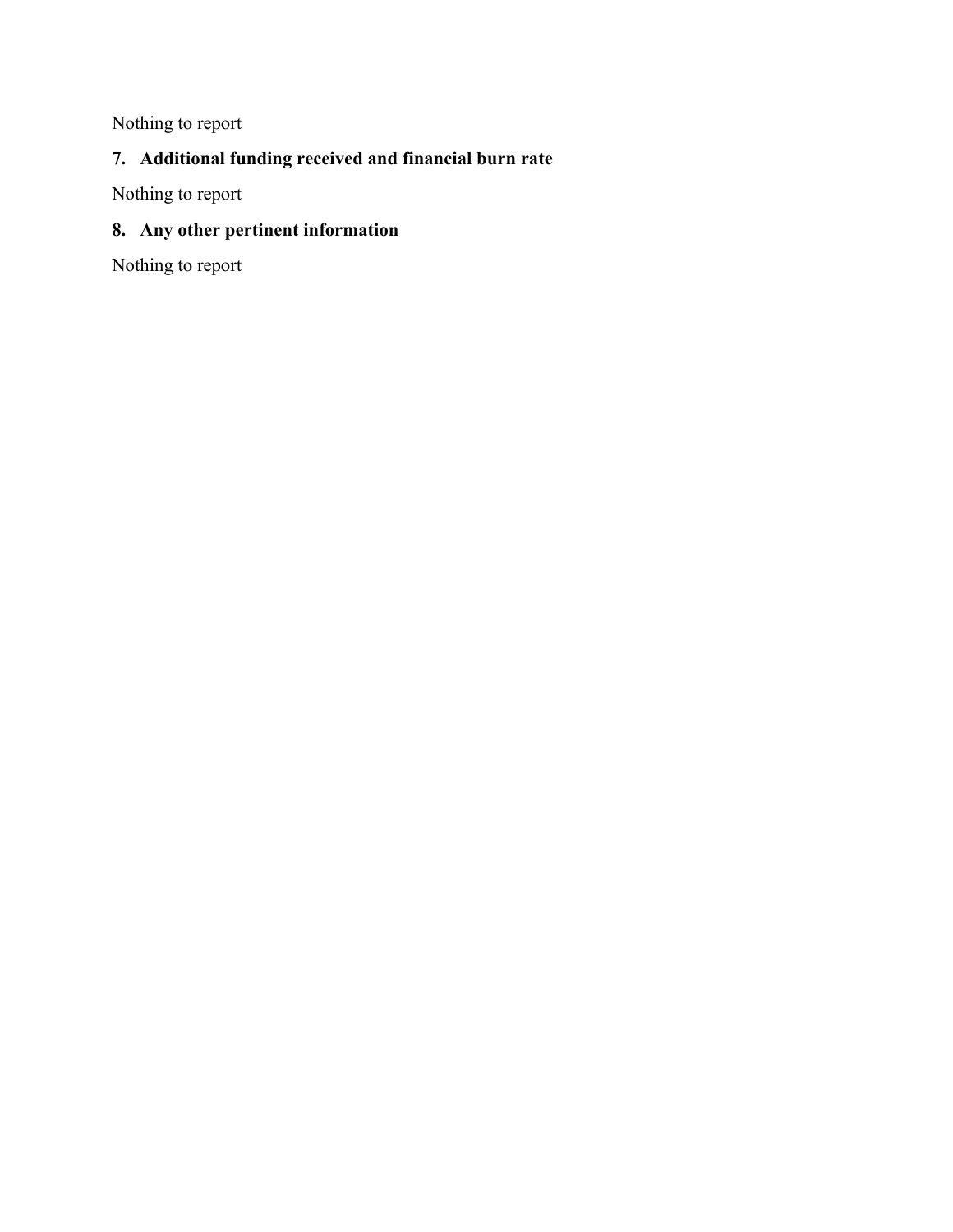Nothing to report

## 7. Additional funding received and financial burn rate

Nothing to report

## 8. Any other pertinent information

Nothing to report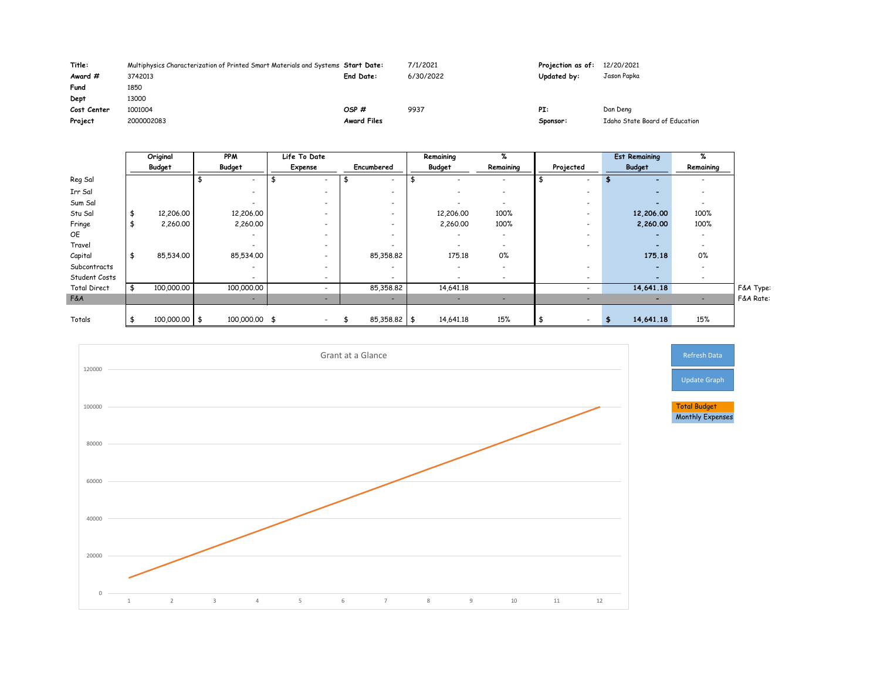| | | | | | | | |
|---|---|---|---|---|---|---|---|
| **Title:** | Multiphysics Characterization of Printed Smart Materials and Systems | **Start Date:** | 7/1/2021 | | **Projection as of:** | 12/20/2021 | |
| **Award #** | 3742013 | **End Date:** | 6/30/2022 | | **Updated by:** | Jason Papka | |
| **Fund** | 1850 | | | | | | |
| **Dept** | 13000 | | | | | | |
| **Cost Center** | 1001004 | **OSP #** | 9937 | | **PI:** | Dan Deng | |
| **Project** | 2000002083 | **Award Files** | | | **Sponsor:** | Idaho State Board of Education | |

| | Original Budget | PPM Budget | Life To Date Expense | Encumbered | Remaining Budget | % Remaining | Projected | Est Remaining Budget | % Remaining |
|---|---|---|---|---|---|---|---|---|---|
| Reg Sal | | $ - | $ - | $ - | $ - | - | $ - | $ - | - |
| Irr Sal | | - | - | - | - | - | - | - | - |
| Sum Sal | | - | - | - | - | - | - | - | - |
| Stu Sal | $ 12,206.00 | 12,206.00 | - | - | 12,206.00 | 100% | - | 12,206.00 | 100% |
| Fringe | $ 2,260.00 | 2,260.00 | - | - | 2,260.00 | 100% | - | 2,260.00 | 100% |
| OE | | - | - | - | - | - | - | - | - |
| Travel | | - | - | - | - | - | - | - | - |
| Capital | $ 85,534.00 | 85,534.00 | - | 85,358.82 | 175.18 | 0% | | 175.18 | 0% |
| Subcontracts | | - | - | - | - | - | - | - | - |
| Student Costs | | - | - | - | - | - | - | - | - |
| Total Direct | $ 100,000.00 | 100,000.00 | - | 85,358.82 | 14,641.18 | | - | 14,641.18 | |
| F&A | | - | - | - | - | - | - | - | - |
| Totals | $ 100,000.00 | $ 100,000.00 | $ - | $ 85,358.82 | $ 14,641.18 | 15% | $ - | $ 14,641.18 | 15% |

F&A Type:

F&A Rate:

Grant at a Glance

Refresh Data

Update Graph

Total Budget

Monthly Expenses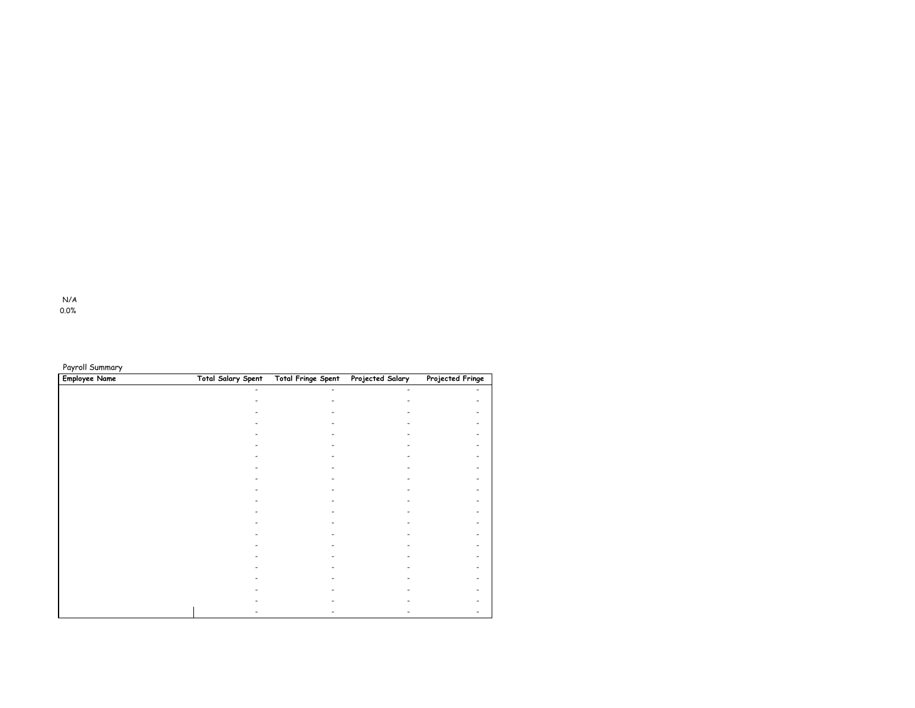N/A

0.0%

Payroll Summary

| Employee Name | Total Salary Spent | Total Fringe Spent | Projected Salary | Projected Fringe |
|---|---|---|---|---|
| | - | - | - | - |
| | - | - | - | - |
| | - | - | - | - |
| | - | - | - | - |
| | - | - | - | - |
| | - | - | - | - |
| | - | - | - | - |
| | - | - | - | - |
| | - | - | - | - |
| | - | - | - | - |
| | - | - | - | - |
| | - | - | - | - |
| | - | - | - | - |
| | - | - | - | - |
| | - | - | - | - |
| | - | - | - | - |
| | - | - | - | - |
| | - | - | - | - |
| | - | - | - | - |
| | - | - | - | - |
| | - | - | - | - |